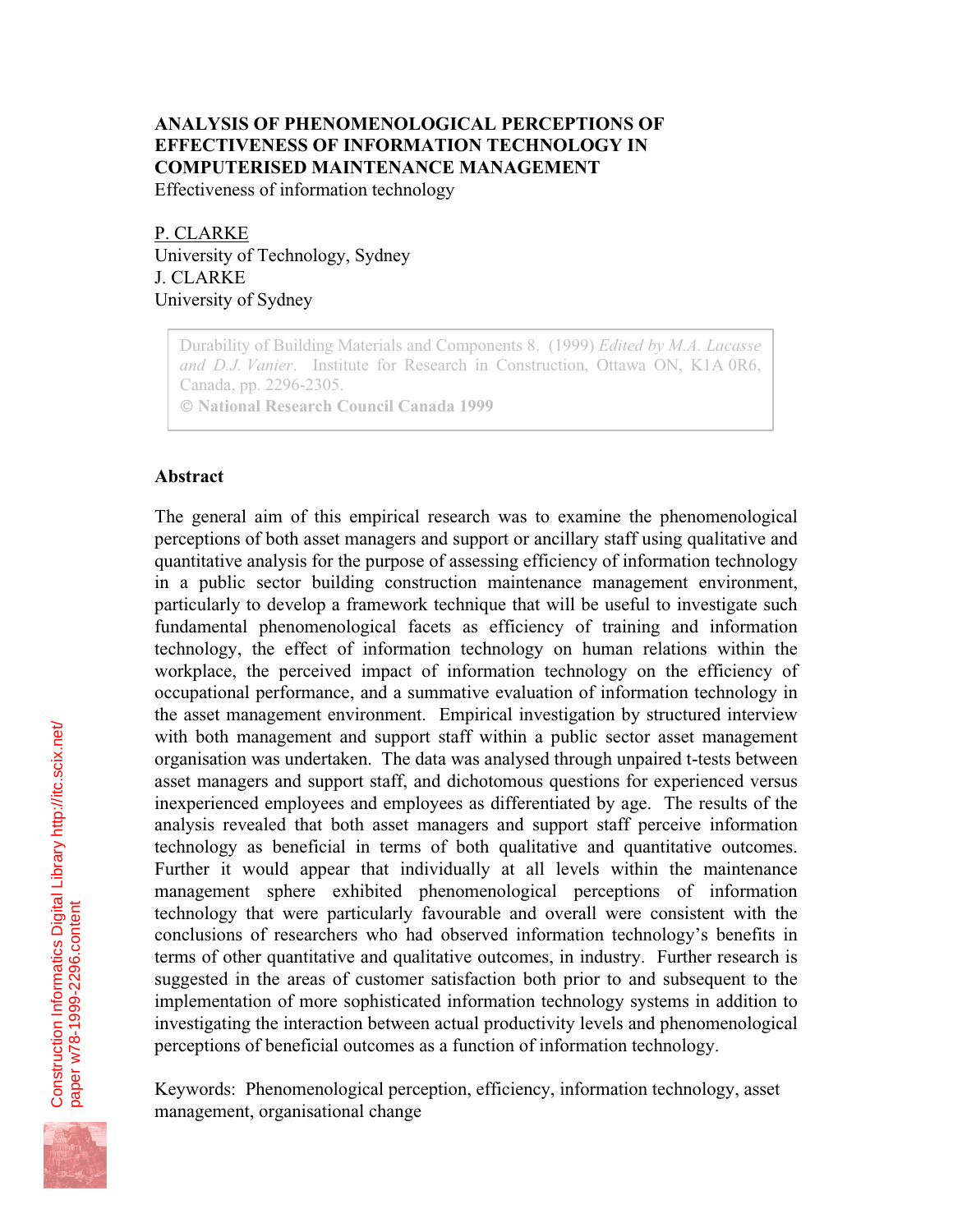# ANALYSIS OF PHENOMENOLOGICAL PERCEPTIONS OF EFFECTIVENESS OF INFORMATION TECHNOLOGY IN COMPUTERISED MAINTENANCE MANAGEMENT

Effectiveness of information technology

P. CLARKE
University of Technology, Sydney
J. CLARKE
University of Sydney

> Durability of Building Materials and Components 8. (1999) *Edited by M.A. Lacasse and D.J. Vanier*. Institute for Research in Construction, Ottawa ON, K1A 0R6, Canada, pp. 2296-2305.
> © **National Research Council Canada 1999**

## Abstract

The general aim of this empirical research was to examine the phenomenological perceptions of both asset managers and support or ancillary staff using qualitative and quantitative analysis for the purpose of assessing efficiency of information technology in a public sector building construction maintenance management environment, particularly to develop a framework technique that will be useful to investigate such fundamental phenomenological facets as efficiency of training and information technology, the effect of information technology on human relations within the workplace, the perceived impact of information technology on the efficiency of occupational performance, and a summative evaluation of information technology in the asset management environment. Empirical investigation by structured interview with both management and support staff within a public sector asset management organisation was undertaken. The data was analysed through unpaired t-tests between asset managers and support staff, and dichotomous questions for experienced versus inexperienced employees and employees as differentiated by age. The results of the analysis revealed that both asset managers and support staff perceive information technology as beneficial in terms of both qualitative and quantitative outcomes. Further it would appear that individually at all levels within the maintenance management sphere exhibited phenomenological perceptions of information technology that were particularly favourable and overall were consistent with the conclusions of researchers who had observed information technology's benefits in terms of other quantitative and qualitative outcomes, in industry. Further research is suggested in the areas of customer satisfaction both prior to and subsequent to the implementation of more sophisticated information technology systems in addition to investigating the interaction between actual productivity levels and phenomenological perceptions of beneficial outcomes as a function of information technology.

Keywords: Phenomenological perception, efficiency, information technology, asset management, organisational change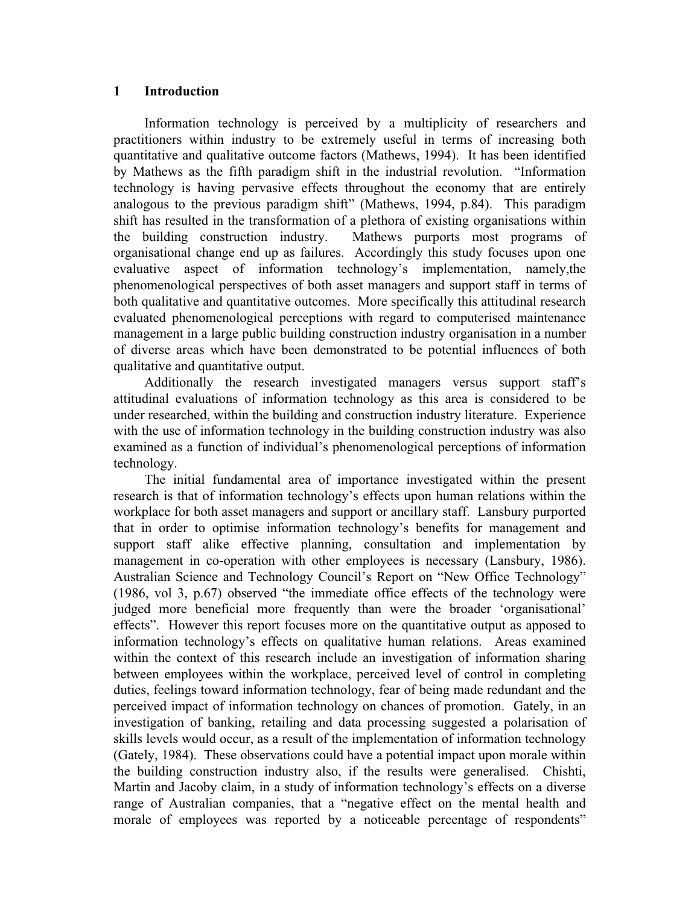## 1 Introduction

Information technology is perceived by a multiplicity of researchers and practitioners within industry to be extremely useful in terms of increasing both quantitative and qualitative outcome factors (Mathews, 1994). It has been identified by Mathews as the fifth paradigm shift in the industrial revolution. "Information technology is having pervasive effects throughout the economy that are entirely analogous to the previous paradigm shift" (Mathews, 1994, p.84). This paradigm shift has resulted in the transformation of a plethora of existing organisations within the building construction industry. Mathews purports most programs of organisational change end up as failures. Accordingly this study focuses upon one evaluative aspect of information technology's implementation, namely,the phenomenological perspectives of both asset managers and support staff in terms of both qualitative and quantitative outcomes. More specifically this attitudinal research evaluated phenomenological perceptions with regard to computerised maintenance management in a large public building construction industry organisation in a number of diverse areas which have been demonstrated to be potential influences of both qualitative and quantitative output.

Additionally the research investigated managers versus support staff's attitudinal evaluations of information technology as this area is considered to be under researched, within the building and construction industry literature. Experience with the use of information technology in the building construction industry was also examined as a function of individual's phenomenological perceptions of information technology.

The initial fundamental area of importance investigated within the present research is that of information technology's effects upon human relations within the workplace for both asset managers and support or ancillary staff. Lansbury purported that in order to optimise information technology's benefits for management and support staff alike effective planning, consultation and implementation by management in co-operation with other employees is necessary (Lansbury, 1986). Australian Science and Technology Council's Report on "New Office Technology" (1986, vol 3, p.67) observed "the immediate office effects of the technology were judged more beneficial more frequently than were the broader 'organisational' effects". However this report focuses more on the quantitative output as apposed to information technology's effects on qualitative human relations. Areas examined within the context of this research include an investigation of information sharing between employees within the workplace, perceived level of control in completing duties, feelings toward information technology, fear of being made redundant and the perceived impact of information technology on chances of promotion. Gately, in an investigation of banking, retailing and data processing suggested a polarisation of skills levels would occur, as a result of the implementation of information technology (Gately, 1984). These observations could have a potential impact upon morale within the building construction industry also, if the results were generalised. Chishti, Martin and Jacoby claim, in a study of information technology's effects on a diverse range of Australian companies, that a "negative effect on the mental health and morale of employees was reported by a noticeable percentage of respondents"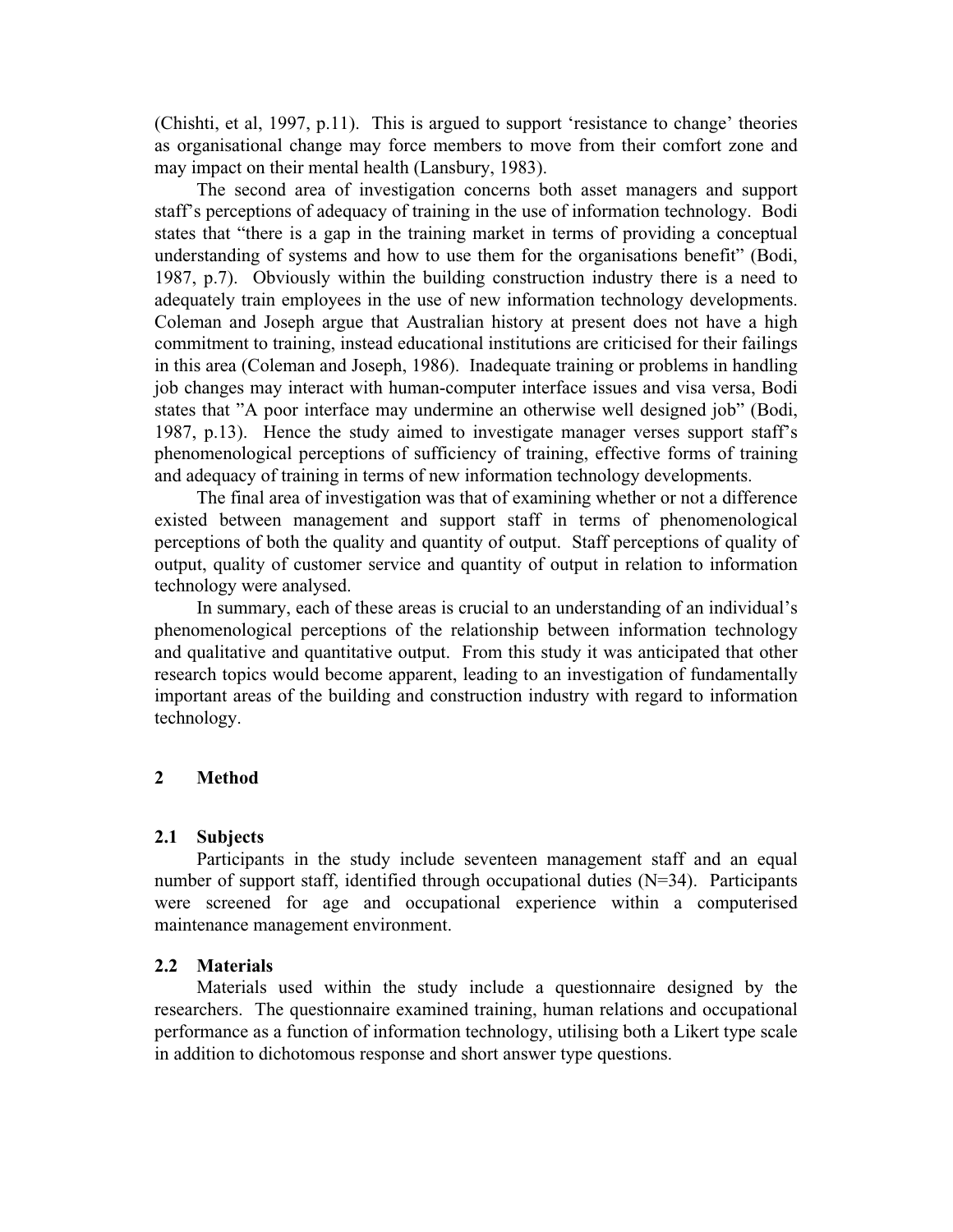(Chishti, et al, 1997, p.11). This is argued to support 'resistance to change' theories as organisational change may force members to move from their comfort zone and may impact on their mental health (Lansbury, 1983).

The second area of investigation concerns both asset managers and support staff's perceptions of adequacy of training in the use of information technology. Bodi states that "there is a gap in the training market in terms of providing a conceptual understanding of systems and how to use them for the organisations benefit" (Bodi, 1987, p.7). Obviously within the building construction industry there is a need to adequately train employees in the use of new information technology developments. Coleman and Joseph argue that Australian history at present does not have a high commitment to training, instead educational institutions are criticised for their failings in this area (Coleman and Joseph, 1986). Inadequate training or problems in handling job changes may interact with human-computer interface issues and visa versa, Bodi states that "A poor interface may undermine an otherwise well designed job" (Bodi, 1987, p.13). Hence the study aimed to investigate manager verses support staff's phenomenological perceptions of sufficiency of training, effective forms of training and adequacy of training in terms of new information technology developments.

The final area of investigation was that of examining whether or not a difference existed between management and support staff in terms of phenomenological perceptions of both the quality and quantity of output. Staff perceptions of quality of output, quality of customer service and quantity of output in relation to information technology were analysed.

In summary, each of these areas is crucial to an understanding of an individual's phenomenological perceptions of the relationship between information technology and qualitative and quantitative output. From this study it was anticipated that other research topics would become apparent, leading to an investigation of fundamentally important areas of the building and construction industry with regard to information technology.

## 2 Method

### 2.1 Subjects

Participants in the study include seventeen management staff and an equal number of support staff, identified through occupational duties (N=34). Participants were screened for age and occupational experience within a computerised maintenance management environment.

### 2.2 Materials

Materials used within the study include a questionnaire designed by the researchers. The questionnaire examined training, human relations and occupational performance as a function of information technology, utilising both a Likert type scale in addition to dichotomous response and short answer type questions.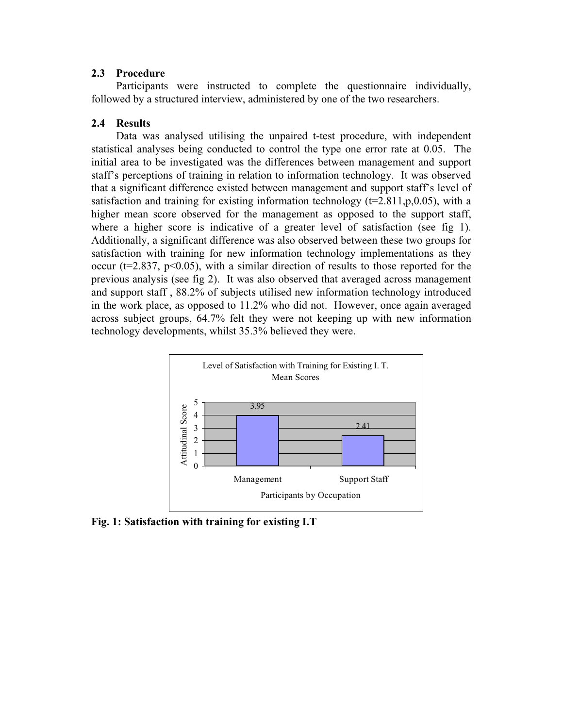### 2.3 Procedure

Participants were instructed to complete the questionnaire individually, followed by a structured interview, administered by one of the two researchers.

### 2.4 Results

Data was analysed utilising the unpaired t-test procedure, with independent statistical analyses being conducted to control the type one error rate at 0.05. The initial area to be investigated was the differences between management and support staff's perceptions of training in relation to information technology. It was observed that a significant difference existed between management and support staff's level of satisfaction and training for existing information technology ($t=2.811, p, 0.05$), with a higher mean score observed for the management as opposed to the support staff, where a higher score is indicative of a greater level of satisfaction (see fig 1). Additionally, a significant difference was also observed between these two groups for satisfaction with training for new information technology implementations as they occur ($t=2.837$, $p<0.05$), with a similar direction of results to those reported for the previous analysis (see fig 2). It was also observed that averaged across management and support staff , 88.2% of subjects utilised new information technology introduced in the work place, as opposed to 11.2% who did not. However, once again averaged across subject groups, 64.7% felt they were not keeping up with new information technology developments, whilst 35.3% believed they were.

Level of Satisfaction with Training for Existing I. T. Mean Scores

| Participants by Occupation | Attitudinal Score |
|---|---|
| Management | 3.95 |
| Support Staff | 2.41 |

**Fig. 1: Satisfaction with training for existing I.T**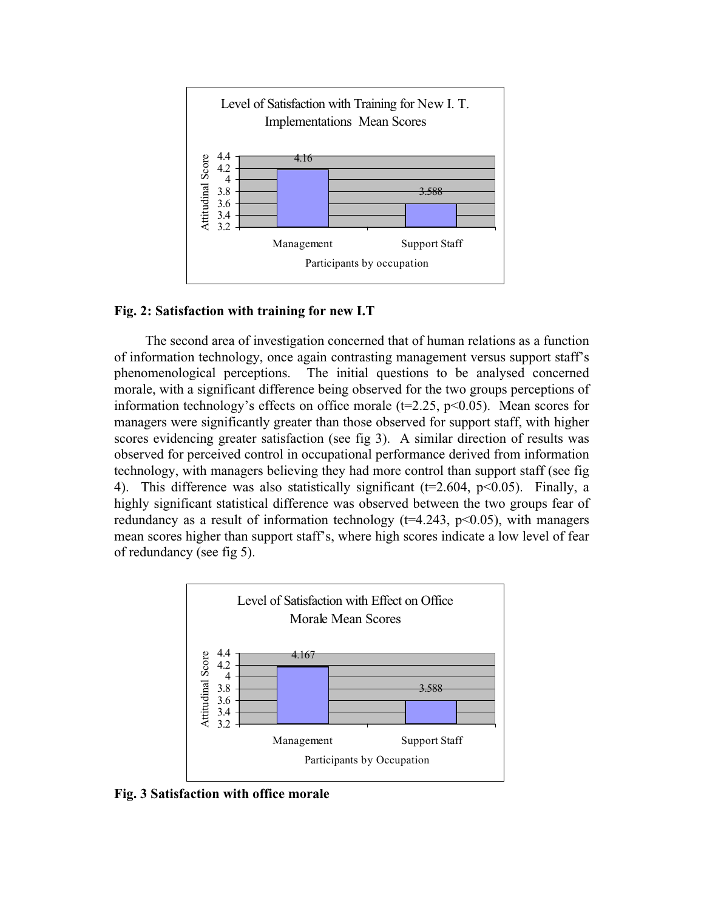**Fig. 2: Satisfaction with training for new I.T**

The second area of investigation concerned that of human relations as a function of information technology, once again contrasting management versus support staff's phenomenological perceptions. The initial questions to be analysed concerned morale, with a significant difference being observed for the two groups perceptions of information technology's effects on office morale ($t=2.25$, $p<0.05$). Mean scores for managers were significantly greater than those observed for support staff, with higher scores evidencing greater satisfaction (see fig 3). A similar direction of results was observed for perceived control in occupational performance derived from information technology, with managers believing they had more control than support staff (see fig 4). This difference was also statistically significant ($t=2.604$, $p<0.05$). Finally, a highly significant statistical difference was observed between the two groups fear of redundancy as a result of information technology ($t=4.243$, $p<0.05$), with managers mean scores higher than support staff's, where high scores indicate a low level of fear of redundancy (see fig 5).

**Fig. 3 Satisfaction with office morale**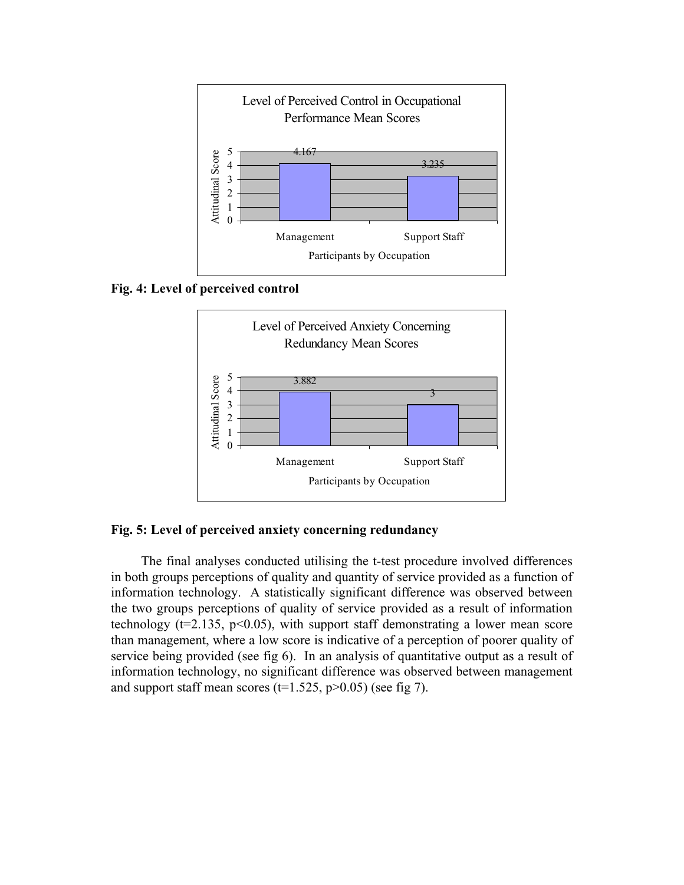**Fig. 4: Level of perceived control**

**Fig. 5: Level of perceived anxiety concerning redundancy**

The final analyses conducted utilising the t-test procedure involved differences in both groups perceptions of quality and quantity of service provided as a function of information technology. A statistically significant difference was observed between the two groups perceptions of quality of service provided as a result of information technology ($t=2.135$, $p<0.05$), with support staff demonstrating a lower mean score than management, where a low score is indicative of a perception of poorer quality of service being provided (see fig 6). In an analysis of quantitative output as a result of information technology, no significant difference was observed between management and support staff mean scores ($t=1.525$, $p>0.05$) (see fig 7).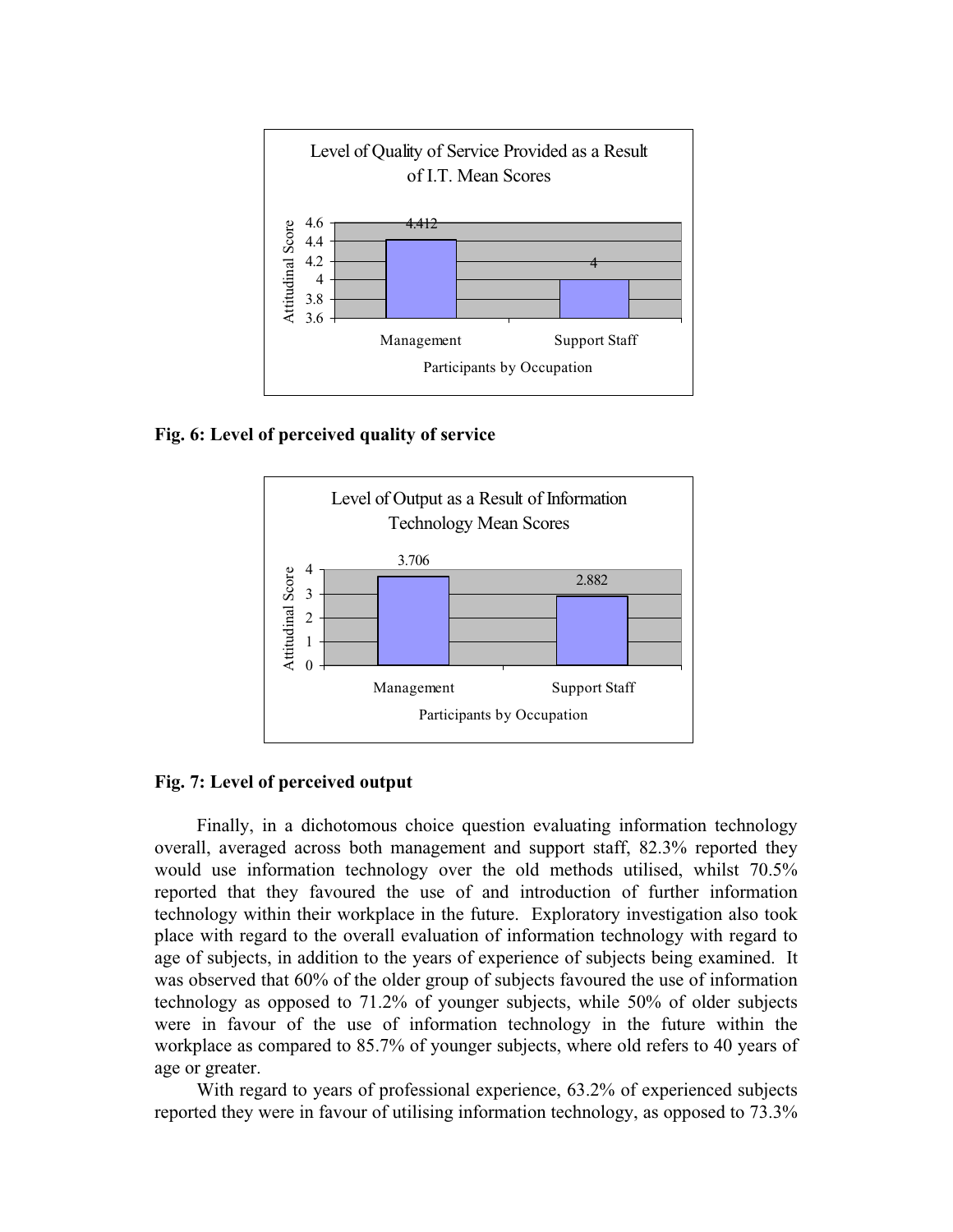**Fig. 6: Level of perceived quality of service**

**Fig. 7: Level of perceived output**

Finally, in a dichotomous choice question evaluating information technology overall, averaged across both management and support staff, 82.3% reported they would use information technology over the old methods utilised, whilst 70.5% reported that they favoured the use of and introduction of further information technology within their workplace in the future. Exploratory investigation also took place with regard to the overall evaluation of information technology with regard to age of subjects, in addition to the years of experience of subjects being examined. It was observed that 60% of the older group of subjects favoured the use of information technology as opposed to 71.2% of younger subjects, while 50% of older subjects were in favour of the use of information technology in the future within the workplace as compared to 85.7% of younger subjects, where old refers to 40 years of age or greater.

With regard to years of professional experience, 63.2% of experienced subjects reported they were in favour of utilising information technology, as opposed to 73.3%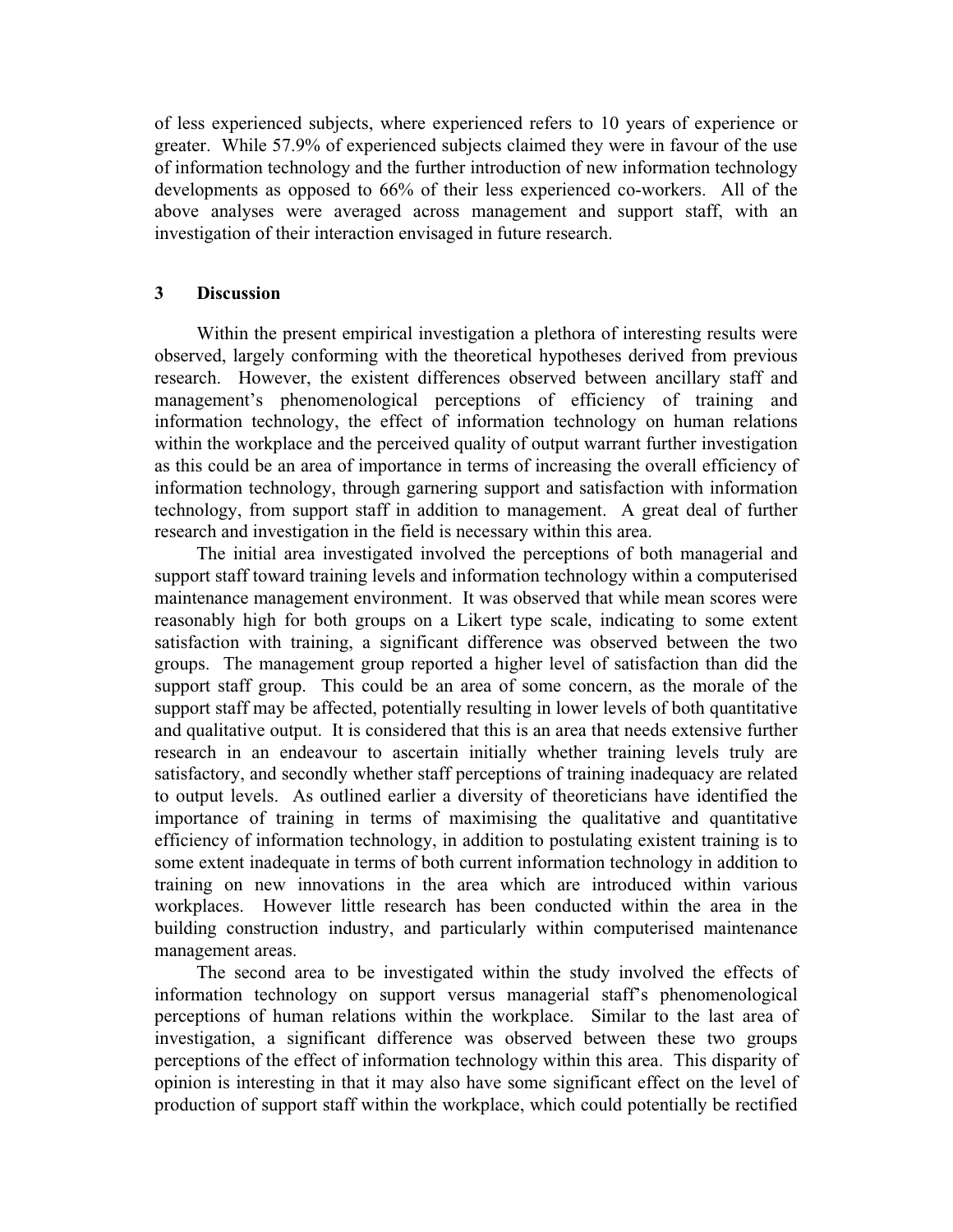of less experienced subjects, where experienced refers to 10 years of experience or greater. While 57.9% of experienced subjects claimed they were in favour of the use of information technology and the further introduction of new information technology developments as opposed to 66% of their less experienced co-workers. All of the above analyses were averaged across management and support staff, with an investigation of their interaction envisaged in future research.

## 3 Discussion

Within the present empirical investigation a plethora of interesting results were observed, largely conforming with the theoretical hypotheses derived from previous research. However, the existent differences observed between ancillary staff and management's phenomenological perceptions of efficiency of training and information technology, the effect of information technology on human relations within the workplace and the perceived quality of output warrant further investigation as this could be an area of importance in terms of increasing the overall efficiency of information technology, through garnering support and satisfaction with information technology, from support staff in addition to management. A great deal of further research and investigation in the field is necessary within this area.

The initial area investigated involved the perceptions of both managerial and support staff toward training levels and information technology within a computerised maintenance management environment. It was observed that while mean scores were reasonably high for both groups on a Likert type scale, indicating to some extent satisfaction with training, a significant difference was observed between the two groups. The management group reported a higher level of satisfaction than did the support staff group. This could be an area of some concern, as the morale of the support staff may be affected, potentially resulting in lower levels of both quantitative and qualitative output. It is considered that this is an area that needs extensive further research in an endeavour to ascertain initially whether training levels truly are satisfactory, and secondly whether staff perceptions of training inadequacy are related to output levels. As outlined earlier a diversity of theoreticians have identified the importance of training in terms of maximising the qualitative and quantitative efficiency of information technology, in addition to postulating existent training is to some extent inadequate in terms of both current information technology in addition to training on new innovations in the area which are introduced within various workplaces. However little research has been conducted within the area in the building construction industry, and particularly within computerised maintenance management areas.

The second area to be investigated within the study involved the effects of information technology on support versus managerial staff's phenomenological perceptions of human relations within the workplace. Similar to the last area of investigation, a significant difference was observed between these two groups perceptions of the effect of information technology within this area. This disparity of opinion is interesting in that it may also have some significant effect on the level of production of support staff within the workplace, which could potentially be rectified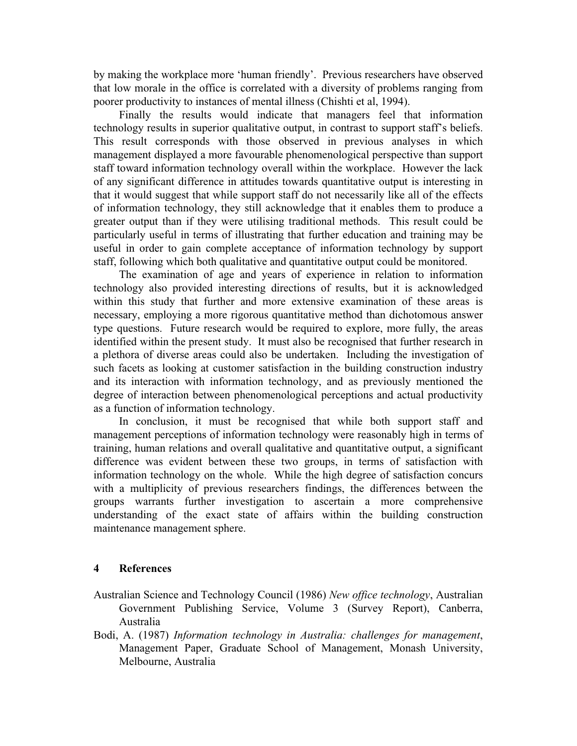by making the workplace more 'human friendly'. Previous researchers have observed that low morale in the office is correlated with a diversity of problems ranging from poorer productivity to instances of mental illness (Chishti et al, 1994).

Finally the results would indicate that managers feel that information technology results in superior qualitative output, in contrast to support staff's beliefs. This result corresponds with those observed in previous analyses in which management displayed a more favourable phenomenological perspective than support staff toward information technology overall within the workplace. However the lack of any significant difference in attitudes towards quantitative output is interesting in that it would suggest that while support staff do not necessarily like all of the effects of information technology, they still acknowledge that it enables them to produce a greater output than if they were utilising traditional methods. This result could be particularly useful in terms of illustrating that further education and training may be useful in order to gain complete acceptance of information technology by support staff, following which both qualitative and quantitative output could be monitored.

The examination of age and years of experience in relation to information technology also provided interesting directions of results, but it is acknowledged within this study that further and more extensive examination of these areas is necessary, employing a more rigorous quantitative method than dichotomous answer type questions. Future research would be required to explore, more fully, the areas identified within the present study. It must also be recognised that further research in a plethora of diverse areas could also be undertaken. Including the investigation of such facets as looking at customer satisfaction in the building construction industry and its interaction with information technology, and as previously mentioned the degree of interaction between phenomenological perceptions and actual productivity as a function of information technology.

In conclusion, it must be recognised that while both support staff and management perceptions of information technology were reasonably high in terms of training, human relations and overall qualitative and quantitative output, a significant difference was evident between these two groups, in terms of satisfaction with information technology on the whole. While the high degree of satisfaction concurs with a multiplicity of previous researchers findings, the differences between the groups warrants further investigation to ascertain a more comprehensive understanding of the exact state of affairs within the building construction maintenance management sphere.

## 4 References

Australian Science and Technology Council (1986) *New office technology*, Australian Government Publishing Service, Volume 3 (Survey Report), Canberra, Australia

Bodi, A. (1987) *Information technology in Australia: challenges for management*, Management Paper, Graduate School of Management, Monash University, Melbourne, Australia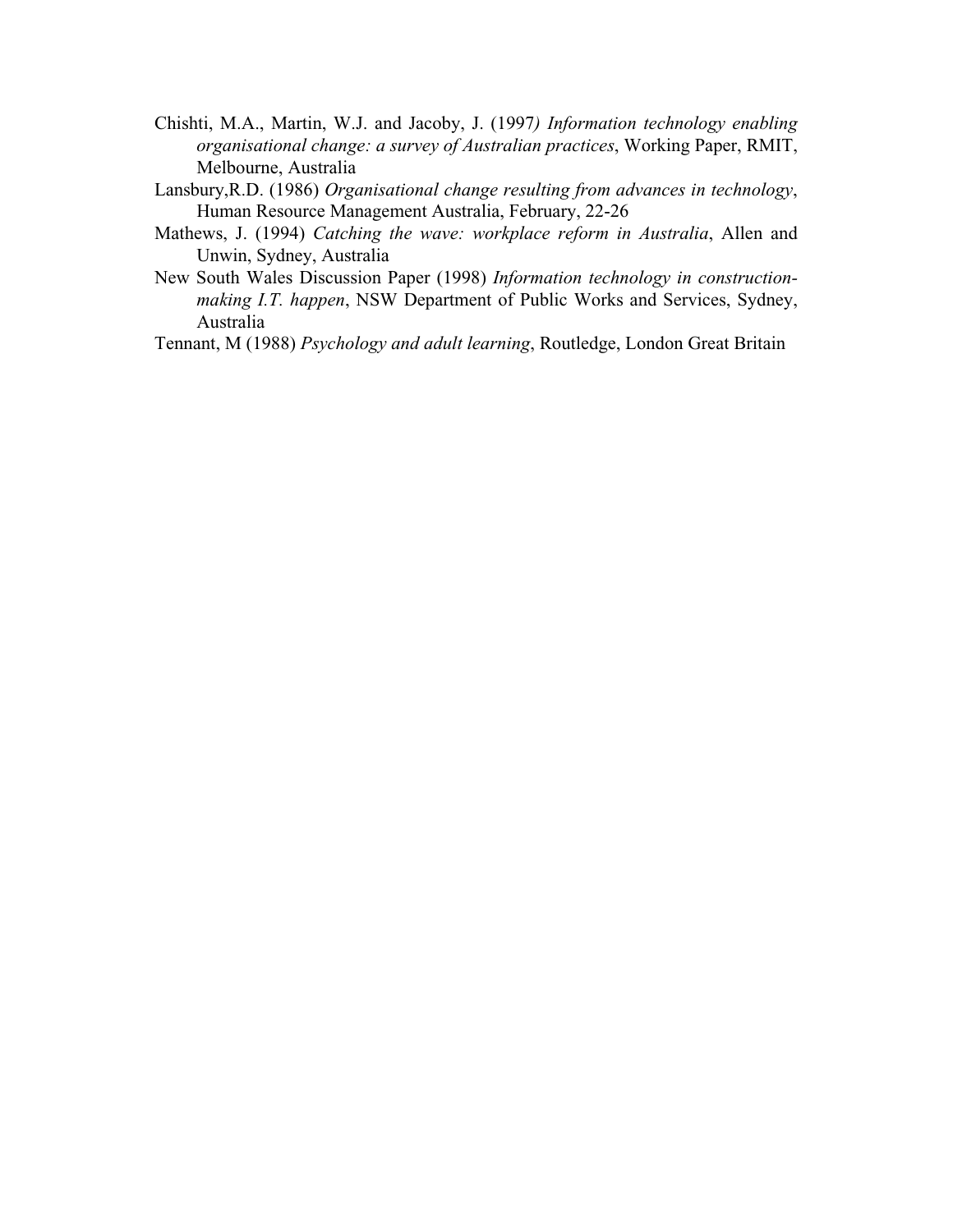Chishti, M.A., Martin, W.J. and Jacoby, J. (1997*) Information technology enabling organisational change: a survey of Australian practices*, Working Paper, RMIT, Melbourne, Australia

Lansbury,R.D. (1986) *Organisational change resulting from advances in technology*, Human Resource Management Australia, February, 22-26

Mathews, J. (1994) *Catching the wave: workplace reform in Australia*, Allen and Unwin, Sydney, Australia

New South Wales Discussion Paper (1998) *Information technology in construction-making I.T. happen*, NSW Department of Public Works and Services, Sydney, Australia

Tennant, M (1988) *Psychology and adult learning*, Routledge, London Great Britain